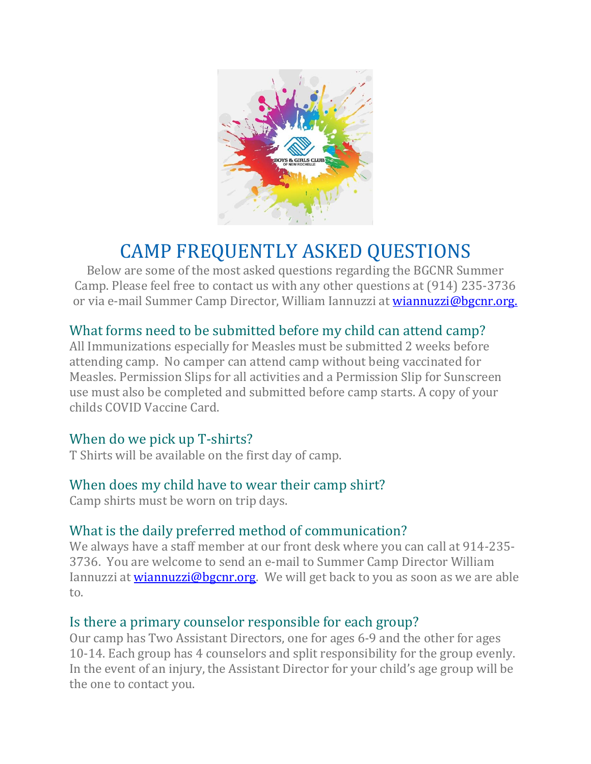# CAMP FREQUENTLY ASKED QUESTIONS

Below are some of the most asked questions regarding the BGCNR Summer Camp. Please feel free to contact us with any other questions at (914) 235-3736 or via e-mail Summer Camp Director, William Iannuzzi at [wiannuzzi@bgcnr.org.](mailto:wiannuzzi@bgcnr.org)

## What forms need to be submitted before my child can attend camp?

All Immunizations especially for Measles must be submitted 2 weeks before attending camp. No camper can attend camp without being vaccinated for Measles. Permission Slips for all activities and a Permission Slip for Sunscreen use must also be completed and submitted before camp starts. A copy of your childs COVID Vaccine Card.

## When do we pick up T-shirts?

T Shirts will be available on the first day of camp.

## When does my child have to wear their camp shirt?

Camp shirts must be worn on trip days.

## What is the daily preferred method of communication?

We always have a staff member at our front desk where you can call at 914-235-3736. You are welcome to send an e-mail to Summer Camp Director William Iannuzzi at [wiannuzzi@bgcnr.org](mailto:wiannuzzi@bgcnr.org). We will get back to you as soon as we are able to.

## Is there a primary counselor responsible for each group?

Our camp has Two Assistant Directors, one for ages 6-9 and the other for ages 10-14. Each group has 4 counselors and split responsibility for the group evenly. In the event of an injury, the Assistant Director for your child's age group will be the one to contact you.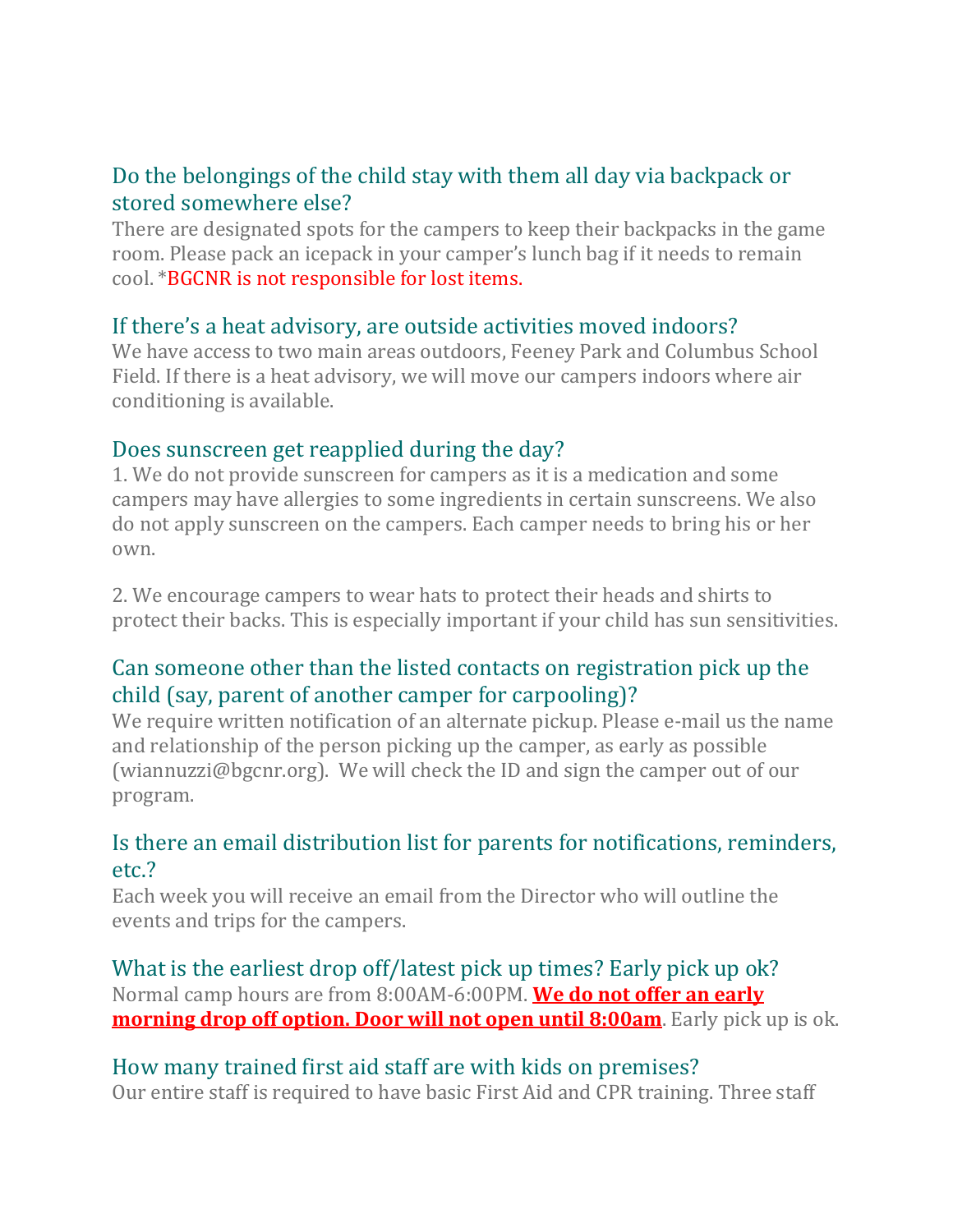### Do the belongings of the child stay with them all day via backpack or stored somewhere else?

There are designated spots for the campers to keep their backpacks in the game room. Please pack an icepack in your camper's lunch bag if it needs to remain cool. *BGCNR is not responsible for lost items.

### If there's a heat advisory, are outside activities moved indoors?

We have access to two main areas outdoors, Feeney Park and Columbus School Field. If there is a heat advisory, we will move our campers indoors where air conditioning is available.

### Does sunscreen get reapplied during the day?

1. We do not provide sunscreen for campers as it is a medication and some campers may have allergies to some ingredients in certain sunscreens. We also do not apply sunscreen on the campers. Each camper needs to bring his or her own.

2. We encourage campers to wear hats to protect their heads and shirts to protect their backs. This is especially important if your child has sun sensitivities.

### Can someone other than the listed contacts on registration pick up the child (say, parent of another camper for carpooling)?

We require written notification of an alternate pickup. Please e-mail us the name and relationship of the person picking up the camper, as early as possible (wiannuzzi@bgcnr.org). We will check the ID and sign the camper out of our program.

### Is there an email distribution list for parents for notifications, reminders, etc.?

Each week you will receive an email from the Director who will outline the events and trips for the campers.

### What is the earliest drop off/latest pick up times? Early pick up ok?

Normal camp hours are from 8:00AM-6:00PM. **We do not offer an early morning drop off option. Door will not open until 8:00am**. Early pick up is ok.

### How many trained first aid staff are with kids on premises?

Our entire staff is required to have basic First Aid and CPR training. Three staff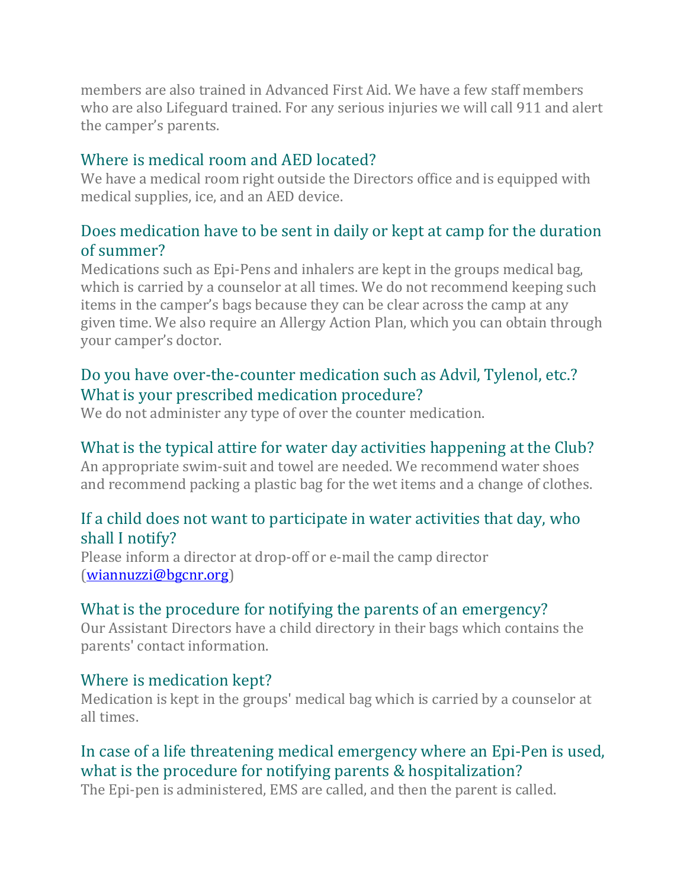members are also trained in Advanced First Aid. We have a few staff members who are also Lifeguard trained. For any serious injuries we will call 911 and alert the camper's parents.

### Where is medical room and AED located?

We have a medical room right outside the Directors office and is equipped with medical supplies, ice, and an AED device.

### Does medication have to be sent in daily or kept at camp for the duration of summer?

Medications such as Epi-Pens and inhalers are kept in the groups medical bag, which is carried by a counselor at all times. We do not recommend keeping such items in the camper's bags because they can be clear across the camp at any given time. We also require an Allergy Action Plan, which you can obtain through your camper's doctor.

### Do you have over-the-counter medication such as Advil, Tylenol, etc.? What is your prescribed medication procedure?

We do not administer any type of over the counter medication.

### What is the typical attire for water day activities happening at the Club?

An appropriate swim-suit and towel are needed. We recommend water shoes and recommend packing a plastic bag for the wet items and a change of clothes.

### If a child does not want to participate in water activities that day, who shall I notify?

Please inform a director at drop-off or e-mail the camp director (wiannuzzi@bgcnr.org)

### What is the procedure for notifying the parents of an emergency?

Our Assistant Directors have a child directory in their bags which contains the parents' contact information.

### Where is medication kept?

Medication is kept in the groups' medical bag which is carried by a counselor at all times.

### In case of a life threatening medical emergency where an Epi-Pen is used, what is the procedure for notifying parents & hospitalization?

The Epi-pen is administered, EMS are called, and then the parent is called.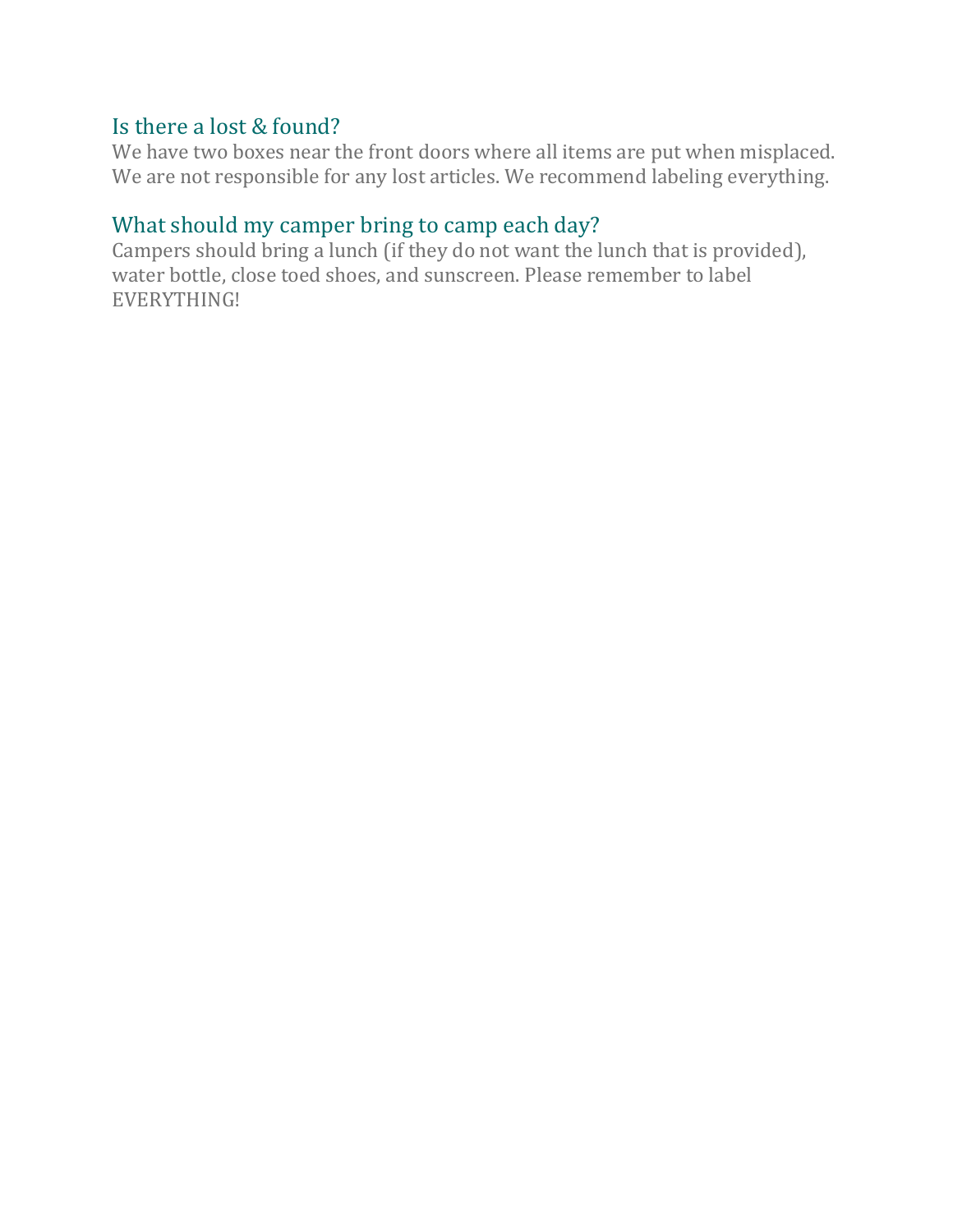## Is there a lost & found?

We have two boxes near the front doors where all items are put when misplaced. We are not responsible for any lost articles. We recommend labeling everything.

## What should my camper bring to camp each day?

Campers should bring a lunch (if they do not want the lunch that is provided), water bottle, close toed shoes, and sunscreen. Please remember to label EVERYTHING!